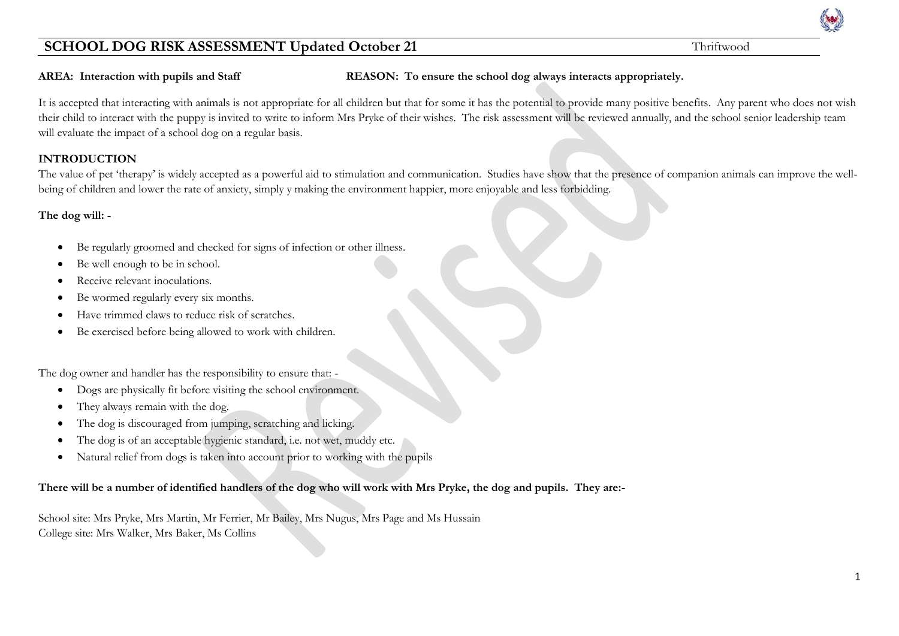# SCHOOL DOG RISK ASSESSMENT Updated October 21

Thriftwood

**AREA: Interaction with pupils and Staff** **REASON: To ensure the school dog always interacts appropriately.**

It is accepted that interacting with animals is not appropriate for all children but that for some it has the potential to provide many positive benefits. Any parent who does not wish their child to interact with the puppy is invited to write to inform Mrs Pryke of their wishes. The risk assessment will be reviewed annually, and the school senior leadership team will evaluate the impact of a school dog on a regular basis.

**INTRODUCTION**

The value of pet 'therapy' is widely accepted as a powerful aid to stimulation and communication. Studies have show that the presence of companion animals can improve the well-being of children and lower the rate of anxiety, simply y making the environment happier, more enjoyable and less forbidding.

**The dog will: -**

- Be regularly groomed and checked for signs of infection or other illness.
- Be well enough to be in school.
- Receive relevant inoculations.
- Be wormed regularly every six months.
- Have trimmed claws to reduce risk of scratches.
- Be exercised before being allowed to work with children.

The dog owner and handler has the responsibility to ensure that: -

- Dogs are physically fit before visiting the school environment.
- They always remain with the dog.
- The dog is discouraged from jumping, scratching and licking.
- The dog is of an acceptable hygienic standard, i.e. not wet, muddy etc.
- Natural relief from dogs is taken into account prior to working with the pupils

**There will be a number of identified handlers of the dog who will work with Mrs Pryke, the dog and pupils. They are:-**

School site: Mrs Pryke, Mrs Martin, Mr Ferrier, Mr Bailey, Mrs Nugus, Mrs Page and Ms Hussain
College site: Mrs Walker, Mrs Baker, Ms Collins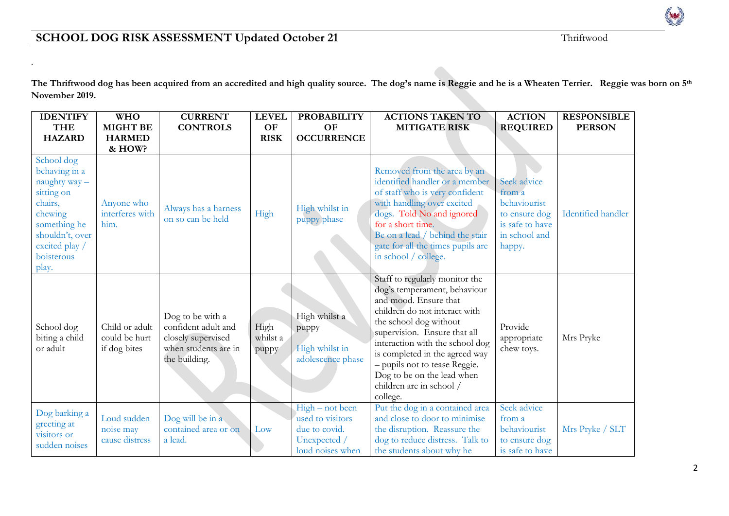# SCHOOL DOG RISK ASSESSMENT Updated October 21

Thriftwood

.

**The Thriftwood dog has been acquired from an accredited and high quality source. The dog's name is Reggie and he is a Wheaten Terrier. Reggie was born on 5th November 2019.**

| IDENTIFY THE HAZARD | WHO MIGHT BE HARMED & HOW? | CURRENT CONTROLS | LEVEL OF RISK | PROBABILITY OF OCCURRENCE | ACTIONS TAKEN TO MITIGATE RISK | ACTION REQUIRED | RESPONSIBLE PERSON |
|---|---|---|---|---|---|---|---|
| School dog behaving in a naughty way – sitting on chairs, chewing something he shouldn't, over excited play / boisterous play. | Anyone who interferes with him. | Always has a harness on so can be held | High | High whilst in puppy phase | Removed from the area by an identified handler or a member of staff who is very confident with handling over excited dogs. Told No and ignored for a short time. Be on a lead / behind the stair gate for all the times pupils are in school / college. | Seek advice from a behaviourist to ensure dog is safe to have in school and happy. | Identified handler |
| School dog biting a child or adult | Child or adult could be hurt if dog bites | Dog to be with a confident adult and closely supervised when students are in the building. | High whilst a puppy | High whilst a puppy<br><br>High whilst in adolescence phase | Staff to regularly monitor the dog's temperament, behaviour and mood. Ensure that children do not interact with the school dog without supervision. Ensure that all interaction with the school dog is completed in the agreed way – pupils not to tease Reggie. Dog to be on the lead when children are in school / college. | Provide appropriate chew toys. | Mrs Pryke |
| Dog barking a greeting at visitors or sudden noises | Loud sudden noise may cause distress | Dog will be in a contained area or on a lead. | Low | High – not been used to visitors due to covid. Unexpected / loud noises when | Put the dog in a contained area and close to door to minimise the disruption. Reassure the dog to reduce distress. Talk to the students about why he | Seek advice from a behaviourist to ensure dog is safe to have | Mrs Pryke / SLT |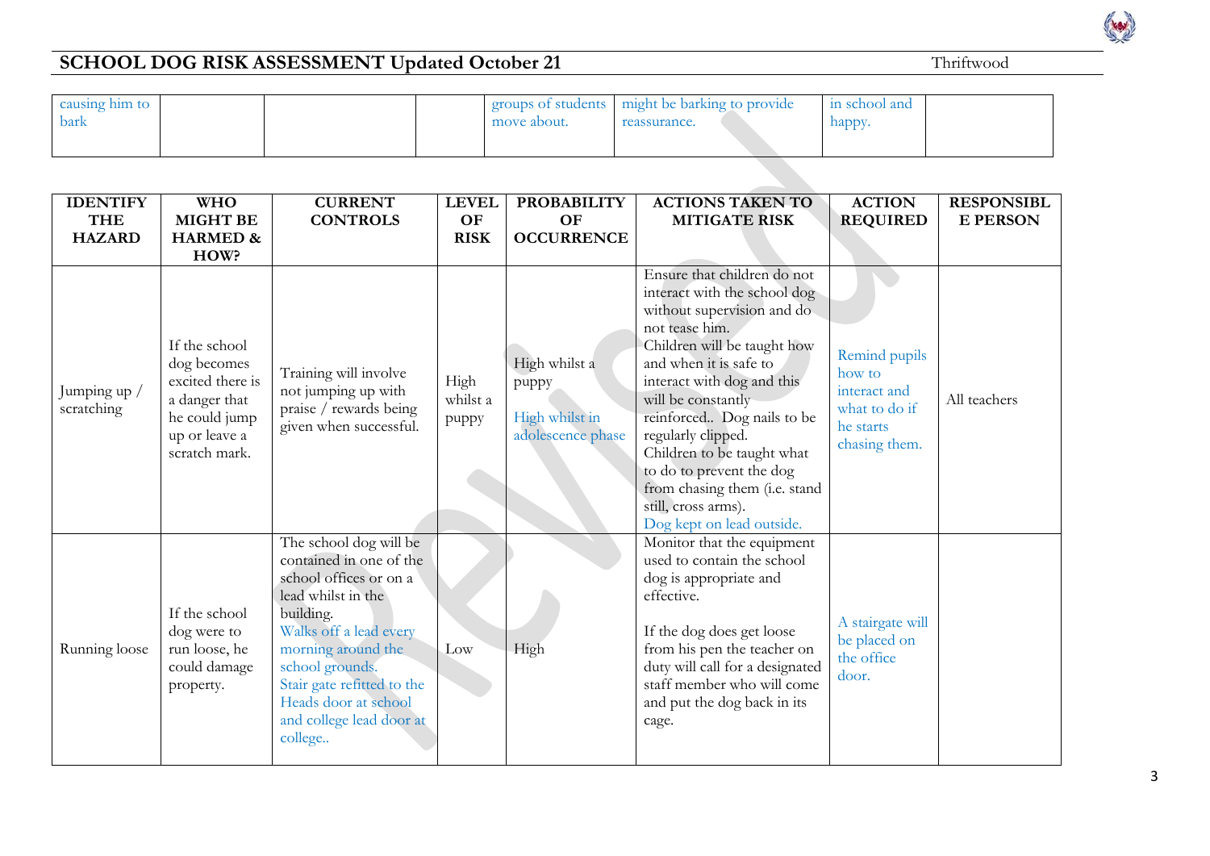# SCHOOL DOG RISK ASSESSMENT Updated October 21

Thriftwood

| | | | | | | | |
|---|---|---|---|---|---|---|---|
| causing him to bark | | | | groups of students move about. | might be barking to provide reassurance. | in school and happy. | |

| IDENTIFY THE HAZARD | WHO MIGHT BE HARMED & HOW? | CURRENT CONTROLS | LEVEL OF RISK | PROBABILITY OF OCCURRENCE | ACTIONS TAKEN TO MITIGATE RISK | ACTION REQUIRED | RESPONSIBLE PERSON |
|---|---|---|---|---|---|---|---|
| Jumping up / scratching | If the school dog becomes excited there is a danger that he could jump up or leave a scratch mark. | Training will involve not jumping up with praise / rewards being given when successful. | High whilst a puppy | High whilst a puppy<br><br>High whilst in adolescence phase | Ensure that children do not interact with the school dog without supervision and do not tease him.<br>Children will be taught how and when it is safe to interact with dog and this will be constantly reinforced.. Dog nails to be regularly clipped.<br>Children to be taught what to do to prevent the dog from chasing them (i.e. stand still, cross arms).<br>Dog kept on lead outside. | Remind pupils how to interact and what to do if he starts chasing them. | All teachers |
| Running loose | If the school dog were to run loose, he could damage property. | The school dog will be contained in one of the school offices or on a lead whilst in the building.<br>Walks off a lead every morning around the school grounds.<br>Stair gate refitted to the Heads door at school and college lead door at college.. | Low | High | Monitor that the equipment used to contain the school dog is appropriate and effective.<br><br>If the dog does get loose from his pen the teacher on duty will call for a designated staff member who will come and put the dog back in its cage. | A stairgate will be placed on the office door. | |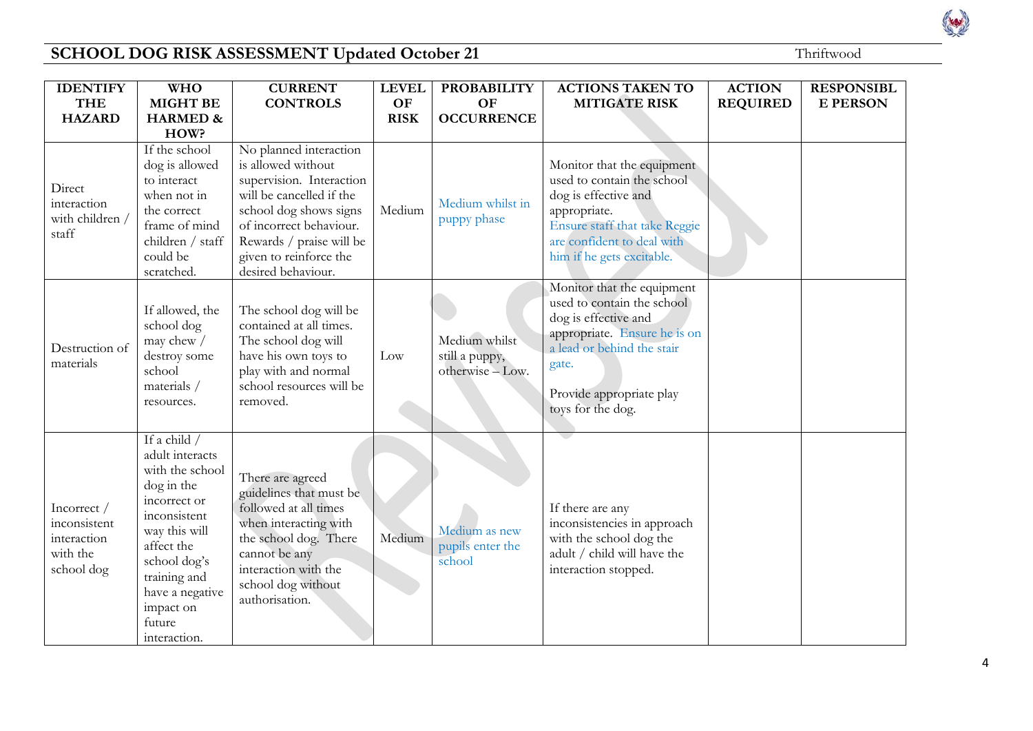## SCHOOL DOG RISK ASSESSMENT Updated October 21

Thriftwood

| IDENTIFY THE HAZARD | WHO MIGHT BE HARMED & HOW? | CURRENT CONTROLS | LEVEL OF RISK | PROBABILITY OF OCCURRENCE | ACTIONS TAKEN TO MITIGATE RISK | ACTION REQUIRED | RESPONSIBLE PERSON |
|---|---|---|---|---|---|---|---|
| Direct interaction with children / staff | If the school dog is allowed to interact when not in the correct frame of mind children / staff could be scratched. | No planned interaction is allowed without supervision. Interaction will be cancelled if the school dog shows signs of incorrect behaviour. Rewards / praise will be given to reinforce the desired behaviour. | Medium | Medium whilst in puppy phase | Monitor that the equipment used to contain the school dog is effective and appropriate. Ensure staff that take Reggie are confident to deal with him if he gets excitable. | | |
| Destruction of materials | If allowed, the school dog may chew / destroy some school materials / resources. | The school dog will be contained at all times. The school dog will have his own toys to play with and normal school resources will be removed. | Low | Medium whilst still a puppy, otherwise – Low. | Monitor that the equipment used to contain the school dog is effective and appropriate. Ensure he is on a lead or behind the stair gate. Provide appropriate play toys for the dog. | | |
| Incorrect / inconsistent interaction with the school dog | If a child / adult interacts with the school dog in the incorrect or inconsistent way this will affect the school dog's training and have a negative impact on future interaction. | There are agreed guidelines that must be followed at all times when interacting with the school dog. There cannot be any interaction with the school dog without authorisation. | Medium | Medium as new pupils enter the school | If there are any inconsistencies in approach with the school dog the adult / child will have the interaction stopped. | | |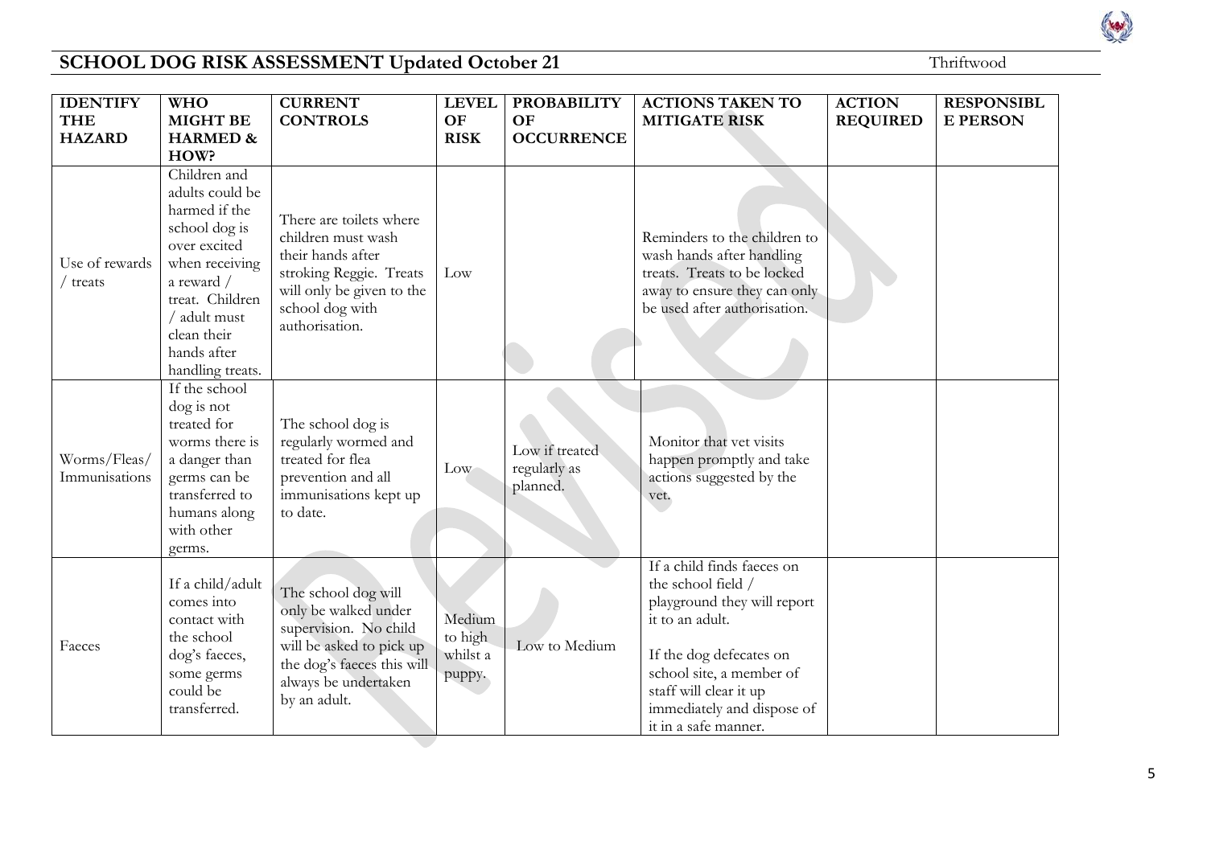# SCHOOL DOG RISK ASSESSMENT Updated October 21

Thriftwood

| IDENTIFY THE HAZARD | WHO MIGHT BE HARMED & HOW? | CURRENT CONTROLS | LEVEL OF RISK | PROBABILITY OF OCCURRENCE | ACTIONS TAKEN TO MITIGATE RISK | ACTION REQUIRED | RESPONSIBLE PERSON |
|---|---|---|---|---|---|---|---|
| Use of rewards / treats | Children and adults could be harmed if the school dog is over excited when receiving a reward / treat. Children / adult must clean their hands after handling treats. | There are toilets where children must wash their hands after stroking Reggie. Treats will only be given to the school dog with authorisation. | Low | | Reminders to the children to wash hands after handling treats. Treats to be locked away to ensure they can only be used after authorisation. | | |
| Worms/Fleas/ Immunisations | If the school dog is not treated for worms there is a danger than germs can be transferred to humans along with other germs. | The school dog is regularly wormed and treated for flea prevention and all immunisations kept up to date. | Low | Low if treated regularly as planned. | Monitor that vet visits happen promptly and take actions suggested by the vet. | | |
| Faeces | If a child/adult comes into contact with the school dog's faeces, some germs could be transferred. | The school dog will only be walked under supervision. No child will be asked to pick up the dog's faeces this will always be undertaken by an adult. | Medium to high whilst a puppy. | Low to Medium | If a child finds faeces on the school field / playground they will report it to an adult.<br><br>If the dog defecates on school site, a member of staff will clear it up immediately and dispose of it in a safe manner. | | |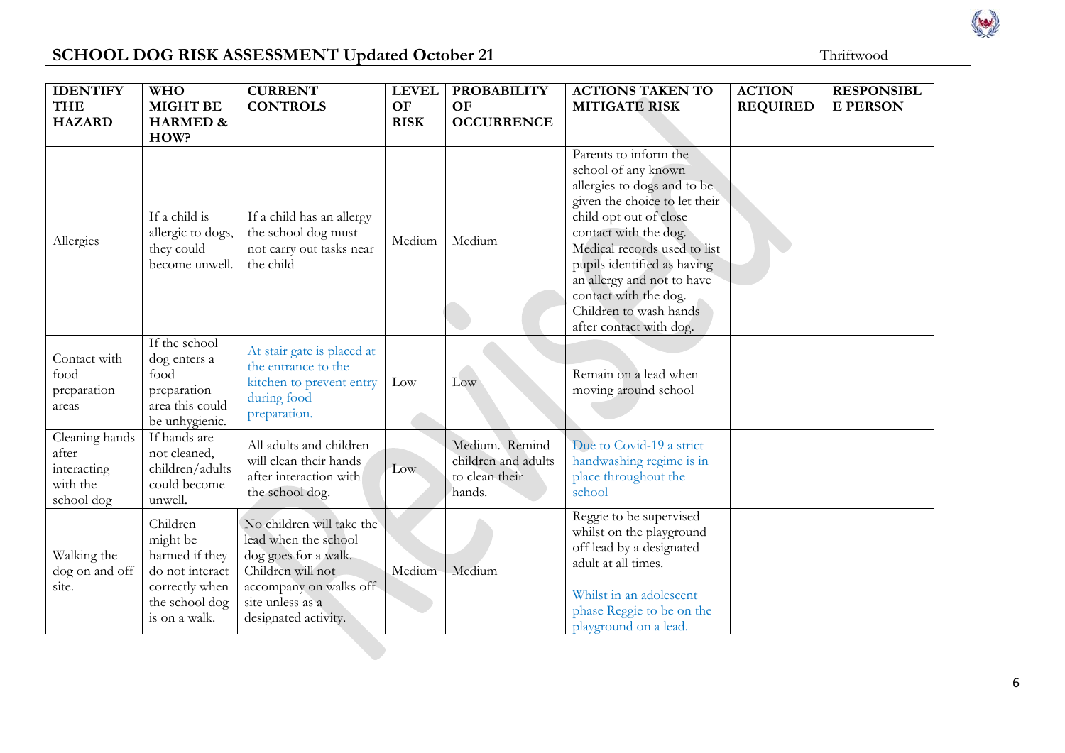## SCHOOL DOG RISK ASSESSMENT Updated October 21

Thriftwood

| IDENTIFY THE HAZARD | WHO MIGHT BE HARMED & HOW? | CURRENT CONTROLS | LEVEL OF RISK | PROBABILITY OF OCCURRENCE | ACTIONS TAKEN TO MITIGATE RISK | ACTION REQUIRED | RESPONSIBLE PERSON |
|---|---|---|---|---|---|---|---|
| Allergies | If a child is allergic to dogs, they could become unwell. | If a child has an allergy the school dog must not carry out tasks near the child | Medium | Medium | Parents to inform the school of any known allergies to dogs and to be given the choice to let their child opt out of close contact with the dog. Medical records used to list pupils identified as having an allergy and not to have contact with the dog. Children to wash hands after contact with dog. | | |
| Contact with food preparation areas | If the school dog enters a food preparation area this could be unhygienic. | At stair gate is placed at the entrance to the kitchen to prevent entry during food preparation. | Low | Low | Remain on a lead when moving around school | | |
| Cleaning hands after interacting with the school dog | If hands are not cleaned, children/adults could become unwell. | All adults and children will clean their hands after interaction with the school dog. | Low | Medium. Remind children and adults to clean their hands. | Due to Covid-19 a strict handwashing regime is in place throughout the school | | |
| Walking the dog on and off site. | Children might be harmed if they do not interact correctly when the school dog is on a walk. | No children will take the lead when the school dog goes for a walk. Children will not accompany on walks off site unless as a designated activity. | Medium | Medium | Reggie to be supervised whilst on the playground off lead by a designated adult at all times.<br><br>Whilst in an adolescent phase Reggie to be on the playground on a lead. | | |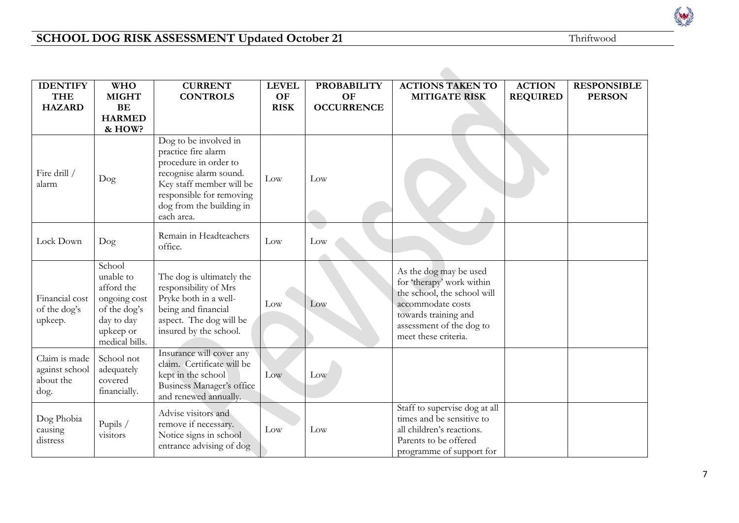## SCHOOL DOG RISK ASSESSMENT Updated October 21

Thriftwood

| IDENTIFY THE HAZARD | WHO MIGHT BE HARMED & HOW? | CURRENT CONTROLS | LEVEL OF RISK | PROBABILITY OF OCCURRENCE | ACTIONS TAKEN TO MITIGATE RISK | ACTION REQUIRED | RESPONSIBLE PERSON |
|---|---|---|---|---|---|---|---|
| Fire drill / alarm | Dog | Dog to be involved in practice fire alarm procedure in order to recognise alarm sound. Key staff member will be responsible for removing dog from the building in each area. | Low | Low | | | |
| Lock Down | Dog | Remain in Headteachers office. | Low | Low | | | |
| Financial cost of the dog's upkeep. | School unable to afford the ongoing cost of the dog's day to day upkeep or medical bills. | The dog is ultimately the responsibility of Mrs Pryke both in a well-being and financial aspect. The dog will be insured by the school. | Low | Low | As the dog may be used for 'therapy' work within the school, the school will accommodate costs towards training and assessment of the dog to meet these criteria. | | |
| Claim is made against school about the dog. | School not adequately covered financially. | Insurance will cover any claim. Certificate will be kept in the school Business Manager's office and renewed annually. | Low | Low | | | |
| Dog Phobia causing distress | Pupils / visitors | Advise visitors and remove if necessary. Notice signs in school entrance advising of dog | Low | Low | Staff to supervise dog at all times and be sensitive to all children's reactions. Parents to be offered programme of support for | | |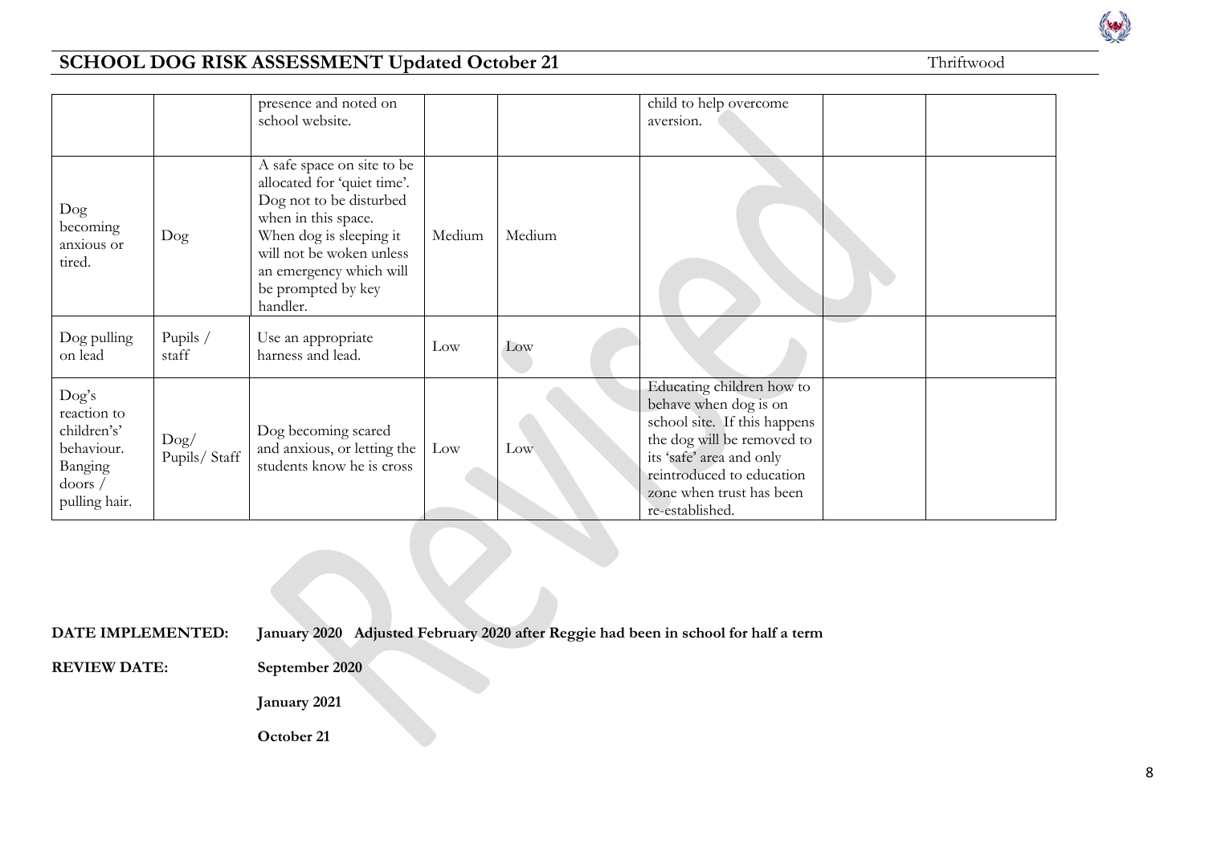| | | | | | | | |
|---|---|---|---|---|---|---|---|
| | | presence and noted on school website. | | | child to help overcome aversion. | | |
| Dog becoming anxious or tired. | Dog | A safe space on site to be allocated for 'quiet time'. Dog not to be disturbed when in this space. When dog is sleeping it will not be woken unless an emergency which will be prompted by key handler. | Medium | Medium | | | |
| Dog pulling on lead | Pupils / staff | Use an appropriate harness and lead. | Low | Low | | | |
| Dog's reaction to children's' behaviour. Banging doors / pulling hair. | Dog/ Pupils/ Staff | Dog becoming scared and anxious, or letting the students know he is cross | Low | Low | Educating children how to behave when dog is on school site. If this happens the dog will be removed to its 'safe' area and only reintroduced to education zone when trust has been re-established. | | |

**DATE IMPLEMENTED:** **January 2020 Adjusted February 2020 after Reggie had been in school for half a term**

**REVIEW DATE:** **September 2020**

**January 2021**

**October 21**